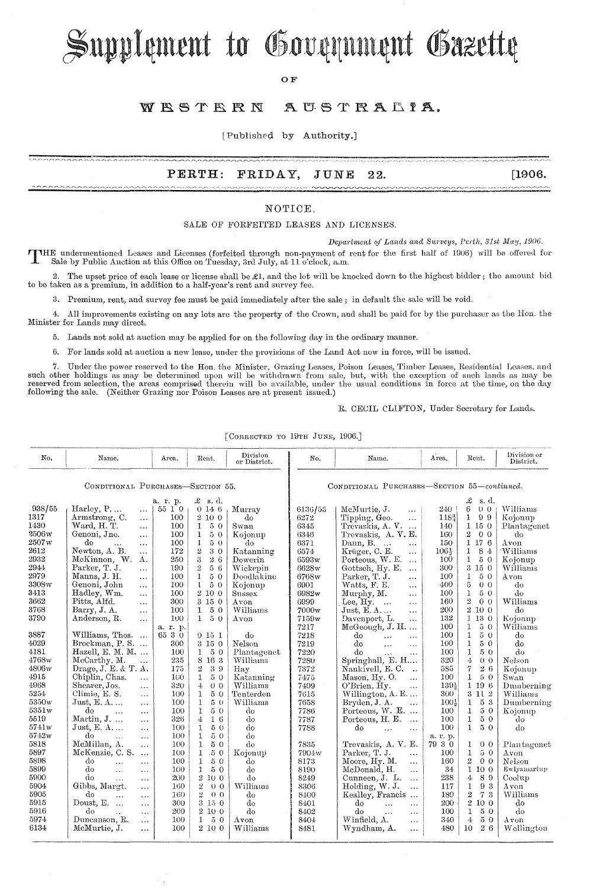# Supplement to Government Gazette

OF

## WESTERN AUSTRALIA.

[Published by Authority.]

**PERTH: FRIDAY, JUNE 22. [1906.**

## NOTICE.

### SALE OF FORFEITED LEASES AND LICENSES.

*Department of Lands and Surveys, Perth, 31st May, 1906.*

THE undermentioned Leases and Licenses (forfeited through non-payment of rent for the first half of 1906) will be offered for Sale by Public Auction at this Office on Tuesday, 3rd July, at 11 o'clock, a.m.

2. The upset price of each lease or license shall be £1, and the lot will be knocked down to the highest bidder; the amount bid to be taken as a premium, in addition to a half-year's rent and survey fee.

3. Premium, rent, and survey fee must be paid immediately after the sale; in default the sale will be void.

4. All improvements existing on any lots are the property of the Crown, and shall be paid for by the purchaser as the Hon. the Minister for Lands may direct.

5. Lands not sold at auction may be applied for on the following day in the ordinary manner.

6. For lands sold at auction a new lease, under the provisions of the Land Act now in force, will be issued.

7. Under the power reserved to the Hon. the Minister, Grazing Leases, Poison Leases, Timber Leases, Residential Leases, and such other holdings as may be determined upon will be withdrawn from sale, but, with the exception of such lands as may be reserved from selection, the areas comprised therein will be available, under the usual conditions in force at the time, on the day following the sale. (Neither Grazing nor Poison Leases are at present issued.)

R. CECIL CLIFTON, Under Secretary for Lands.

[Corrected to 19th June, 1906.]

**Conditional Purchases—Section 55.**

| No. | Name. | Area. | Rent. | Division or District. |
|---|---|---|---|---|
| | | a. r. p. | £ s. d. | |
| 938/55 | Harley, P. ... | 55 1 0 | 0 14 6 | Murray |
| 1317 | Armstrong, C. ... | 100 | 2 10 0 | do |
| 1430 | Ward, H. T. ... | 100 | 1 5 0 | Swan |
| 2506w | Genoni, Jno. ... | 100 | 1 5 0 | Kojonup |
| 2507w | do ... ... | 100 | 1 5 0 | do |
| 2612 | Newton, A. B. ... | 172 | 2 3 0 | Katanning |
| 2932 | McKinnon, W. A. | 250 | 3 2 6 | Dowerin |
| 2944 | Parker, T. J. ... | 190 | 2 5 6 | Wickepin |
| 2979 | Manns, J. H. ... | 100 | 1 5 0 | Doodlakine |
| 3308w | Genoni, John ... | 100 | 1 5 0 | Kojonup |
| 3413 | Hadley, Wm. ... | 100 | 2 10 0 | Sussex |
| 3662 | Pitts, Alfd. ... | 300 | 3 15 0 | Avon |
| 3768 | Barry, J. A. ... | 100 | 1 5 0 | Williams |
| 3790 | Anderson, R. ... | 100 | 1 5 0 | Avon |
| | | a. r. p. | | |
| 3887 | Williams, Thos. ... | 65 3 0 | 0 15 1 | do |
| 4029 | Brockman, P. S. ... | 300 | 3 15 0 | Nelson |
| 4181 | Hazell, E. M. M. ... | 100 | 1 5 0 | Plantagenet |
| 4768w | McCarthy, M. ... | 235 | 8 16 3 | Williams |
| 4806w | Drage, J. E. & T. A. | 175 | 2 3 9 | Hay |
| 4915 | Chiplin, Chas. ... | 100 | 1 5 0 | Katanning |
| 4968 | Shearer, Jos. ... | 320 | 4 0 0 | Williams |
| 5254 | Climie, E. S. ... | 100 | 1 5 0 | Tenterden |
| 5350w | Just, E. A.... ... | 100 | 1 5 0 | Williams |
| 5351w | do ... ... | 100 | 1 5 0 | do |
| 5519 | Martin, J. ... ... | 326 | 4 1 6 | do |
| 5741w | Just, E. A.... ... | 100 | 1 5 0 | do |
| 5742w | do ... ... | 100 | 1 5 0 | do |
| 5818 | McMillan, A. ... | 100 | 1 5 0 | do |
| 5897 | McKenzie, C. S. ... | 100 | 1 5 0 | Kojonup |
| 5898 | do ... ... | 100 | 1 5 0 | do |
| 5899 | do ... ... | 100 | 1 5 0 | do |
| 5900 | do ... ... | 200 | 2 10 0 | do |
| 5904 | Gibbs, Margt. ... | 160 | 2 0 0 | Williams |
| 5905 | do ... ... | 160 | 2 0 0 | do |
| 5915 | Doust, E. ... ... | 300 | 3 15 0 | do |
| 5916 | do ... ... | 200 | 2 10 0 | do |
| 5974 | Duncanson, R. ... | 100 | 1 5 0 | Avon |
| 6134 | McMurtie, J. ... | 100 | 2 10 0 | Williams |

**Conditional Purchases—Section 55—*continued*.**

| No. | Name. | Area. | Rent. | Division or District. |
|---|---|---|---|---|
| | | | £ s. d. | |
| 6136/55 | McMurtie, J. ... | 240 | 6 0 0 | Williams |
| 6272 | Tipping, Geo. ... | 118¾ | 1 9 9 | Kojonup |
| 6345 | Trevaskis, A. V. ... | 140 | 1 15 0 | Plantagenet |
| 6346 | Trevaskis, A. V. E. | 160 | 2 0 0 | do |
| 6371 | Dann, B. ... ... | 150 | 1 17 6 | Avon |
| 6574 | Krüger, C. E. ... | 106½ | 1 8 4 | Williams |
| 6593w | Porteous, W. E. ... | 100 | 1 5 0 | Kojonup |
| 6628w | Gottsch, Hy. E. ... | 300 | 3 15 0 | Williams |
| 6768w | Parker, T. J. ... | 100 | 1 5 0 | Avon |
| 6901 | Watts, F. E. ... | 400 | 5 0 0 | do |
| 6982w | Murphy, M. ... | 100 | 1 5 0 | do |
| 6999 | Lee, Hy. ... ... | 160 | 2 0 0 | Williams |
| 7000w | Just, E. A.... ... | 200 | 2 10 0 | do |
| 7159w | Davenport, L. ... | 132 | 1 13 0 | Kojonup |
| 7217 | McGeough, J. H. ... | 100 | 1 5 0 | Williams |
| 7218 | do ... ... | 100 | 1 5 0 | do |
| 7219 | do ... ... | 100 | 1 5 0 | do |
| 7220 | do ... ... | 100 | 1 5 0 | do |
| 7280 | Springhall, E. H.... | 320 | 4 0 0 | Nelson |
| 7372 | Nankivell, E. C. .. | 585 | 7 2 6 | Kojonup |
| 7475 | Mason, Hy. O. ... | 100 | 1 5 0 | Swan |
| 7499 | O'Brien, Hy. ... | 139½ | 1 19 6 | Dumberning |
| 7615 | Willington, A. E. ... | 300 | 3 11 2 | Williams |
| 7658 | Bryden, J. A. ... | 100½ | 1 5 3 | Dumberning |
| 7786 | Porteous, W. E. ... | 100 | 1 5 0 | Kojonup |
| 7787 | Porteous, H. E. ... | 100 | 1 5 0 | do |
| 7788 | do ... ... | 100 | 1 5 0 | do |
| | | a. r. p. | | |
| 7835 | Trevaskis, A. V. E. | 79 3 0 | 1 0 0 | Plantagenet |
| 7904w | Parker, T. J. ... | 100 | 1 5 0 | Avon |
| 8173 | Moore, Hy. M. ... | 160 | 2 0 0 | Nelson |
| 8190 | McDonald, H. ... | 84 | 1 10 0 | Ewlyamartup |
| 8249 | Cunneen, J. L. ... | 238 | 4 8 9 | Coolup |
| 8306 | Holding, W. J. ... | 117 | 1 9 3 | Avon |
| 8400 | Kealley, Francis ... | 189 | 2 7 3 | Williams |
| 8401 | do ... ... | 200 | 2 10 0 | do |
| 8402 | do ... ... | 100 | 1 5 0 | do |
| 8404 | Winfield, A. ... | 340 | 4 5 0 | Avon |
| 8481 | Wyndham, A. ... | 480 | 10 2 6 | Wellington |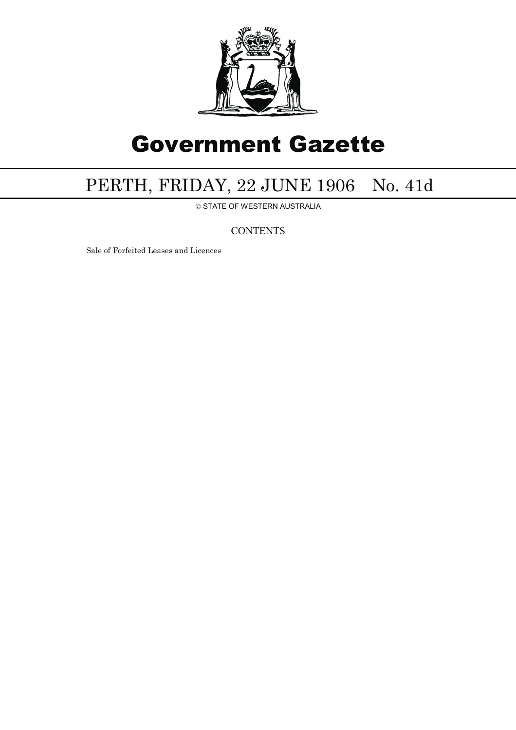# Government Gazette

## PERTH, FRIDAY, 22 JUNE 1906 No. 41d

© STATE OF WESTERN AUSTRALIA

CONTENTS

Sale of Forfeited Leases and Licences